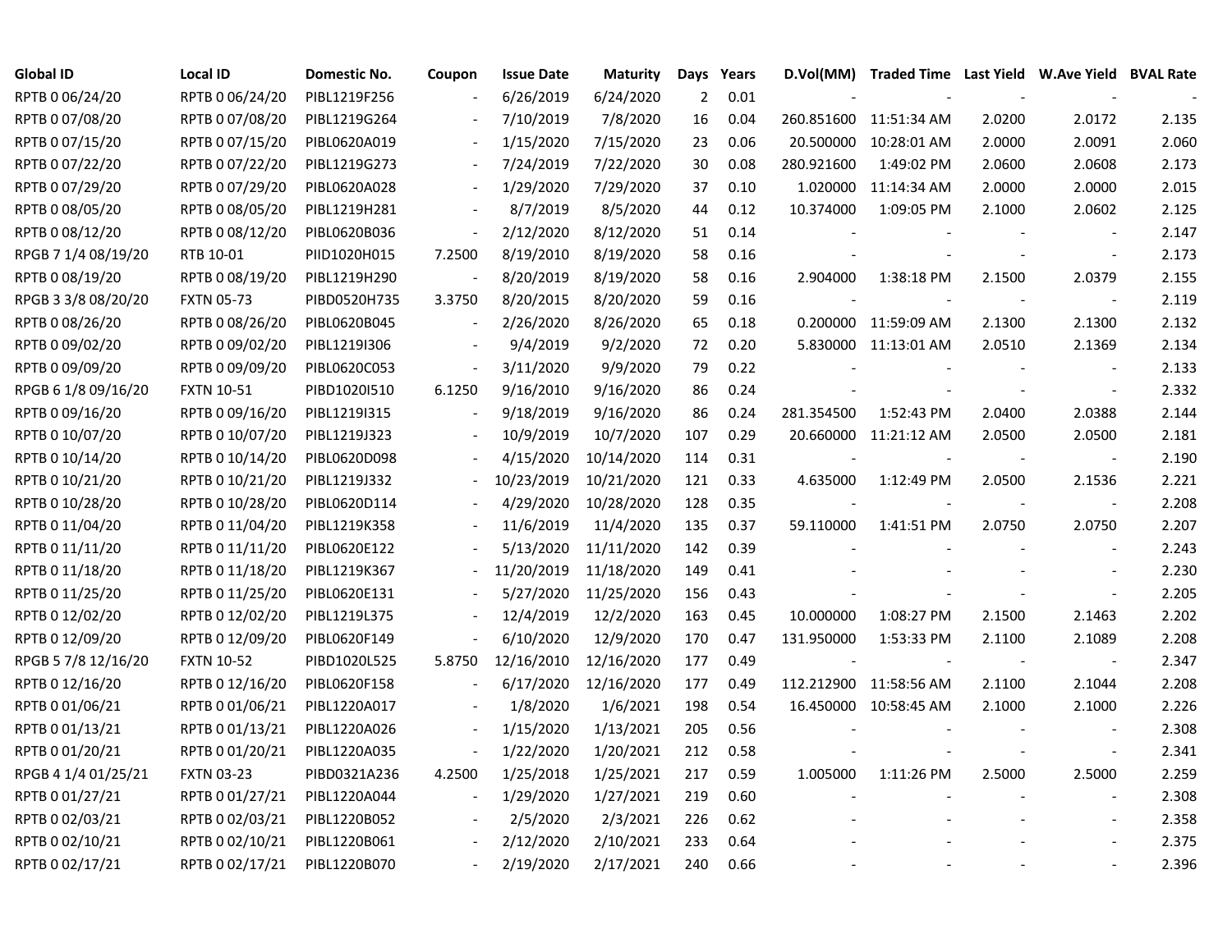| Global ID | Local ID | Domestic No. | Coupon | Issue Date | Maturity | Days | Years | D.Vol(MM) | Traded Time | Last Yield | W.Ave Yield | BVAL Rate |
|---|---|---|---|---|---|---|---|---|---|---|---|---|
| RPTB 0 06/24/20 | RPTB 0 06/24/20 | PIBL1219F256 | - | 6/26/2019 | 6/24/2020 | 2 | 0.01 | - | - | - | - | - |
| RPTB 0 07/08/20 | RPTB 0 07/08/20 | PIBL1219G264 | - | 7/10/2019 | 7/8/2020 | 16 | 0.04 | 260.851600 | 11:51:34 AM | 2.0200 | 2.0172 | 2.135 |
| RPTB 0 07/15/20 | RPTB 0 07/15/20 | PIBL0620A019 | - | 1/15/2020 | 7/15/2020 | 23 | 0.06 | 20.500000 | 10:28:01 AM | 2.0000 | 2.0091 | 2.060 |
| RPTB 0 07/22/20 | RPTB 0 07/22/20 | PIBL1219G273 | - | 7/24/2019 | 7/22/2020 | 30 | 0.08 | 280.921600 | 1:49:02 PM | 2.0600 | 2.0608 | 2.173 |
| RPTB 0 07/29/20 | RPTB 0 07/29/20 | PIBL0620A028 | - | 1/29/2020 | 7/29/2020 | 37 | 0.10 | 1.020000 | 11:14:34 AM | 2.0000 | 2.0000 | 2.015 |
| RPTB 0 08/05/20 | RPTB 0 08/05/20 | PIBL1219H281 | - | 8/7/2019 | 8/5/2020 | 44 | 0.12 | 10.374000 | 1:09:05 PM | 2.1000 | 2.0602 | 2.125 |
| RPTB 0 08/12/20 | RPTB 0 08/12/20 | PIBL0620B036 | - | 2/12/2020 | 8/12/2020 | 51 | 0.14 | - | - | - | - | 2.147 |
| RPGB 7 1/4 08/19/20 | RTB 10-01 | PIID1020H015 | 7.2500 | 8/19/2010 | 8/19/2020 | 58 | 0.16 | - | - | - | - | 2.173 |
| RPTB 0 08/19/20 | RPTB 0 08/19/20 | PIBL1219H290 | - | 8/20/2019 | 8/19/2020 | 58 | 0.16 | 2.904000 | 1:38:18 PM | 2.1500 | 2.0379 | 2.155 |
| RPGB 3 3/8 08/20/20 | FXTN 05-73 | PIBD0520H735 | 3.3750 | 8/20/2015 | 8/20/2020 | 59 | 0.16 | - | - | - | - | 2.119 |
| RPTB 0 08/26/20 | RPTB 0 08/26/20 | PIBL0620B045 | - | 2/26/2020 | 8/26/2020 | 65 | 0.18 | 0.200000 | 11:59:09 AM | 2.1300 | 2.1300 | 2.132 |
| RPTB 0 09/02/20 | RPTB 0 09/02/20 | PIBL1219I306 | - | 9/4/2019 | 9/2/2020 | 72 | 0.20 | 5.830000 | 11:13:01 AM | 2.0510 | 2.1369 | 2.134 |
| RPTB 0 09/09/20 | RPTB 0 09/09/20 | PIBL0620C053 | - | 3/11/2020 | 9/9/2020 | 79 | 0.22 | - | - | - | - | 2.133 |
| RPGB 6 1/8 09/16/20 | FXTN 10-51 | PIBD1020I510 | 6.1250 | 9/16/2010 | 9/16/2020 | 86 | 0.24 | - | - | - | - | 2.332 |
| RPTB 0 09/16/20 | RPTB 0 09/16/20 | PIBL1219I315 | - | 9/18/2019 | 9/16/2020 | 86 | 0.24 | 281.354500 | 1:52:43 PM | 2.0400 | 2.0388 | 2.144 |
| RPTB 0 10/07/20 | RPTB 0 10/07/20 | PIBL1219J323 | - | 10/9/2019 | 10/7/2020 | 107 | 0.29 | 20.660000 | 11:21:12 AM | 2.0500 | 2.0500 | 2.181 |
| RPTB 0 10/14/20 | RPTB 0 10/14/20 | PIBL0620D098 | - | 4/15/2020 | 10/14/2020 | 114 | 0.31 | - | - | - | - | 2.190 |
| RPTB 0 10/21/20 | RPTB 0 10/21/20 | PIBL1219J332 | - | 10/23/2019 | 10/21/2020 | 121 | 0.33 | 4.635000 | 1:12:49 PM | 2.0500 | 2.1536 | 2.221 |
| RPTB 0 10/28/20 | RPTB 0 10/28/20 | PIBL0620D114 | - | 4/29/2020 | 10/28/2020 | 128 | 0.35 | - | - | - | - | 2.208 |
| RPTB 0 11/04/20 | RPTB 0 11/04/20 | PIBL1219K358 | - | 11/6/2019 | 11/4/2020 | 135 | 0.37 | 59.110000 | 1:41:51 PM | 2.0750 | 2.0750 | 2.207 |
| RPTB 0 11/11/20 | RPTB 0 11/11/20 | PIBL0620E122 | - | 5/13/2020 | 11/11/2020 | 142 | 0.39 | - | - | - | - | 2.243 |
| RPTB 0 11/18/20 | RPTB 0 11/18/20 | PIBL1219K367 | - | 11/20/2019 | 11/18/2020 | 149 | 0.41 | - | - | - | - | 2.230 |
| RPTB 0 11/25/20 | RPTB 0 11/25/20 | PIBL0620E131 | - | 5/27/2020 | 11/25/2020 | 156 | 0.43 | - | - | - | - | 2.205 |
| RPTB 0 12/02/20 | RPTB 0 12/02/20 | PIBL1219L375 | - | 12/4/2019 | 12/2/2020 | 163 | 0.45 | 10.000000 | 1:08:27 PM | 2.1500 | 2.1463 | 2.202 |
| RPTB 0 12/09/20 | RPTB 0 12/09/20 | PIBL0620F149 | - | 6/10/2020 | 12/9/2020 | 170 | 0.47 | 131.950000 | 1:53:33 PM | 2.1100 | 2.1089 | 2.208 |
| RPGB 5 7/8 12/16/20 | FXTN 10-52 | PIBD1020L525 | 5.8750 | 12/16/2010 | 12/16/2020 | 177 | 0.49 | - | - | - | - | 2.347 |
| RPTB 0 12/16/20 | RPTB 0 12/16/20 | PIBL0620F158 | - | 6/17/2020 | 12/16/2020 | 177 | 0.49 | 112.212900 | 11:58:56 AM | 2.1100 | 2.1044 | 2.208 |
| RPTB 0 01/06/21 | RPTB 0 01/06/21 | PIBL1220A017 | - | 1/8/2020 | 1/6/2021 | 198 | 0.54 | 16.450000 | 10:58:45 AM | 2.1000 | 2.1000 | 2.226 |
| RPTB 0 01/13/21 | RPTB 0 01/13/21 | PIBL1220A026 | - | 1/15/2020 | 1/13/2021 | 205 | 0.56 | - | - | - | - | 2.308 |
| RPTB 0 01/20/21 | RPTB 0 01/20/21 | PIBL1220A035 | - | 1/22/2020 | 1/20/2021 | 212 | 0.58 | - | - | - | - | 2.341 |
| RPGB 4 1/4 01/25/21 | FXTN 03-23 | PIBD0321A236 | 4.2500 | 1/25/2018 | 1/25/2021 | 217 | 0.59 | 1.005000 | 1:11:26 PM | 2.5000 | 2.5000 | 2.259 |
| RPTB 0 01/27/21 | RPTB 0 01/27/21 | PIBL1220A044 | - | 1/29/2020 | 1/27/2021 | 219 | 0.60 | - | - | - | - | 2.308 |
| RPTB 0 02/03/21 | RPTB 0 02/03/21 | PIBL1220B052 | - | 2/5/2020 | 2/3/2021 | 226 | 0.62 | - | - | - | - | 2.358 |
| RPTB 0 02/10/21 | RPTB 0 02/10/21 | PIBL1220B061 | - | 2/12/2020 | 2/10/2021 | 233 | 0.64 | - | - | - | - | 2.375 |
| RPTB 0 02/17/21 | RPTB 0 02/17/21 | PIBL1220B070 | - | 2/19/2020 | 2/17/2021 | 240 | 0.66 | - | - | - | - | 2.396 |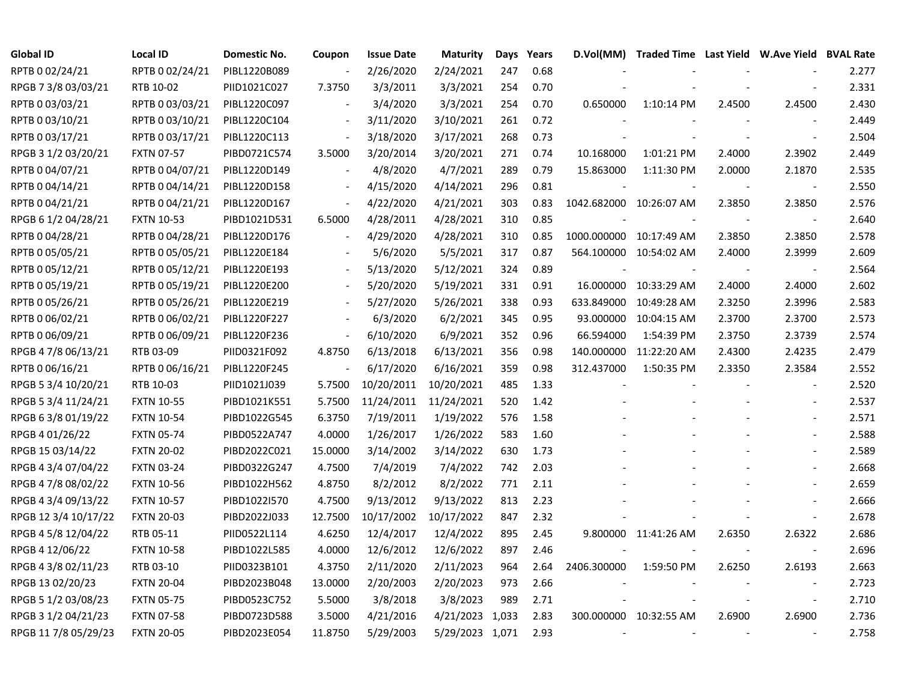| Global ID | Local ID | Domestic No. | Coupon | Issue Date | Maturity | Days | Years | D.Vol(MM) | Traded Time | Last Yield | W.Ave Yield | BVAL Rate |
|---|---|---|---|---|---|---|---|---|---|---|---|---|
| RPTB 0 02/24/21 | RPTB 0 02/24/21 | PIBL1220B089 | - | 2/26/2020 | 2/24/2021 | 247 | 0.68 | - | - | - | - | 2.277 |
| RPGB 7 3/8 03/03/21 | RTB 10-02 | PIID1021C027 | 7.3750 | 3/3/2011 | 3/3/2021 | 254 | 0.70 | - | - | - | - | 2.331 |
| RPTB 0 03/03/21 | RPTB 0 03/03/21 | PIBL1220C097 | - | 3/4/2020 | 3/3/2021 | 254 | 0.70 | 0.650000 | 1:10:14 PM | 2.4500 | 2.4500 | 2.430 |
| RPTB 0 03/10/21 | RPTB 0 03/10/21 | PIBL1220C104 | - | 3/11/2020 | 3/10/2021 | 261 | 0.72 | - | - | - | - | 2.449 |
| RPTB 0 03/17/21 | RPTB 0 03/17/21 | PIBL1220C113 | - | 3/18/2020 | 3/17/2021 | 268 | 0.73 | - | - | - | - | 2.504 |
| RPGB 3 1/2 03/20/21 | FXTN 07-57 | PIBD0721C574 | 3.5000 | 3/20/2014 | 3/20/2021 | 271 | 0.74 | 10.168000 | 1:01:21 PM | 2.4000 | 2.3902 | 2.449 |
| RPTB 0 04/07/21 | RPTB 0 04/07/21 | PIBL1220D149 | - | 4/8/2020 | 4/7/2021 | 289 | 0.79 | 15.863000 | 1:11:30 PM | 2.0000 | 2.1870 | 2.535 |
| RPTB 0 04/14/21 | RPTB 0 04/14/21 | PIBL1220D158 | - | 4/15/2020 | 4/14/2021 | 296 | 0.81 | - | - | - | - | 2.550 |
| RPTB 0 04/21/21 | RPTB 0 04/21/21 | PIBL1220D167 | - | 4/22/2020 | 4/21/2021 | 303 | 0.83 | 1042.682000 | 10:26:07 AM | 2.3850 | 2.3850 | 2.576 |
| RPGB 6 1/2 04/28/21 | FXTN 10-53 | PIBD1021D531 | 6.5000 | 4/28/2011 | 4/28/2021 | 310 | 0.85 | - | - | - | - | 2.640 |
| RPTB 0 04/28/21 | RPTB 0 04/28/21 | PIBL1220D176 | - | 4/29/2020 | 4/28/2021 | 310 | 0.85 | 1000.000000 | 10:17:49 AM | 2.3850 | 2.3850 | 2.578 |
| RPTB 0 05/05/21 | RPTB 0 05/05/21 | PIBL1220E184 | - | 5/6/2020 | 5/5/2021 | 317 | 0.87 | 564.100000 | 10:54:02 AM | 2.4000 | 2.3999 | 2.609 |
| RPTB 0 05/12/21 | RPTB 0 05/12/21 | PIBL1220E193 | - | 5/13/2020 | 5/12/2021 | 324 | 0.89 | - | - | - | - | 2.564 |
| RPTB 0 05/19/21 | RPTB 0 05/19/21 | PIBL1220E200 | - | 5/20/2020 | 5/19/2021 | 331 | 0.91 | 16.000000 | 10:33:29 AM | 2.4000 | 2.4000 | 2.602 |
| RPTB 0 05/26/21 | RPTB 0 05/26/21 | PIBL1220E219 | - | 5/27/2020 | 5/26/2021 | 338 | 0.93 | 633.849000 | 10:49:28 AM | 2.3250 | 2.3996 | 2.583 |
| RPTB 0 06/02/21 | RPTB 0 06/02/21 | PIBL1220F227 | - | 6/3/2020 | 6/2/2021 | 345 | 0.95 | 93.000000 | 10:04:15 AM | 2.3700 | 2.3700 | 2.573 |
| RPTB 0 06/09/21 | RPTB 0 06/09/21 | PIBL1220F236 | - | 6/10/2020 | 6/9/2021 | 352 | 0.96 | 66.594000 | 1:54:39 PM | 2.3750 | 2.3739 | 2.574 |
| RPGB 4 7/8 06/13/21 | RTB 03-09 | PIID0321F092 | 4.8750 | 6/13/2018 | 6/13/2021 | 356 | 0.98 | 140.000000 | 11:22:20 AM | 2.4300 | 2.4235 | 2.479 |
| RPTB 0 06/16/21 | RPTB 0 06/16/21 | PIBL1220F245 | - | 6/17/2020 | 6/16/2021 | 359 | 0.98 | 312.437000 | 1:50:35 PM | 2.3350 | 2.3584 | 2.552 |
| RPGB 5 3/4 10/20/21 | RTB 10-03 | PIID1021J039 | 5.7500 | 10/20/2011 | 10/20/2021 | 485 | 1.33 | - | - | - | - | 2.520 |
| RPGB 5 3/4 11/24/21 | FXTN 10-55 | PIBD1021K551 | 5.7500 | 11/24/2011 | 11/24/2021 | 520 | 1.42 | - | - | - | - | 2.537 |
| RPGB 6 3/8 01/19/22 | FXTN 10-54 | PIBD1022G545 | 6.3750 | 7/19/2011 | 1/19/2022 | 576 | 1.58 | - | - | - | - | 2.571 |
| RPGB 4 01/26/22 | FXTN 05-74 | PIBD0522A747 | 4.0000 | 1/26/2017 | 1/26/2022 | 583 | 1.60 | - | - | - | - | 2.588 |
| RPGB 15 03/14/22 | FXTN 20-02 | PIBD2022C021 | 15.0000 | 3/14/2002 | 3/14/2022 | 630 | 1.73 | - | - | - | - | 2.589 |
| RPGB 4 3/4 07/04/22 | FXTN 03-24 | PIBD0322G247 | 4.7500 | 7/4/2019 | 7/4/2022 | 742 | 2.03 | - | - | - | - | 2.668 |
| RPGB 4 7/8 08/02/22 | FXTN 10-56 | PIBD1022H562 | 4.8750 | 8/2/2012 | 8/2/2022 | 771 | 2.11 | - | - | - | - | 2.659 |
| RPGB 4 3/4 09/13/22 | FXTN 10-57 | PIBD1022I570 | 4.7500 | 9/13/2012 | 9/13/2022 | 813 | 2.23 | - | - | - | - | 2.666 |
| RPGB 12 3/4 10/17/22 | FXTN 20-03 | PIBD2022J033 | 12.7500 | 10/17/2002 | 10/17/2022 | 847 | 2.32 | - | - | - | - | 2.678 |
| RPGB 4 5/8 12/04/22 | RTB 05-11 | PIID0522L114 | 4.6250 | 12/4/2017 | 12/4/2022 | 895 | 2.45 | 9.800000 | 11:41:26 AM | 2.6350 | 2.6322 | 2.686 |
| RPGB 4 12/06/22 | FXTN 10-58 | PIBD1022L585 | 4.0000 | 12/6/2012 | 12/6/2022 | 897 | 2.46 | - | - | - | - | 2.696 |
| RPGB 4 3/8 02/11/23 | RTB 03-10 | PIID0323B101 | 4.3750 | 2/11/2020 | 2/11/2023 | 964 | 2.64 | 2406.300000 | 1:59:50 PM | 2.6250 | 2.6193 | 2.663 |
| RPGB 13 02/20/23 | FXTN 20-04 | PIBD2023B048 | 13.0000 | 2/20/2003 | 2/20/2023 | 973 | 2.66 | - | - | - | - | 2.723 |
| RPGB 5 1/2 03/08/23 | FXTN 05-75 | PIBD0523C752 | 5.5000 | 3/8/2018 | 3/8/2023 | 989 | 2.71 | - | - | - | - | 2.710 |
| RPGB 3 1/2 04/21/23 | FXTN 07-58 | PIBD0723D588 | 3.5000 | 4/21/2016 | 4/21/2023 | 1,033 | 2.83 | 300.000000 | 10:32:55 AM | 2.6900 | 2.6900 | 2.736 |
| RPGB 11 7/8 05/29/23 | FXTN 20-05 | PIBD2023E054 | 11.8750 | 5/29/2003 | 5/29/2023 | 1,071 | 2.93 | - | - | - | - | 2.758 |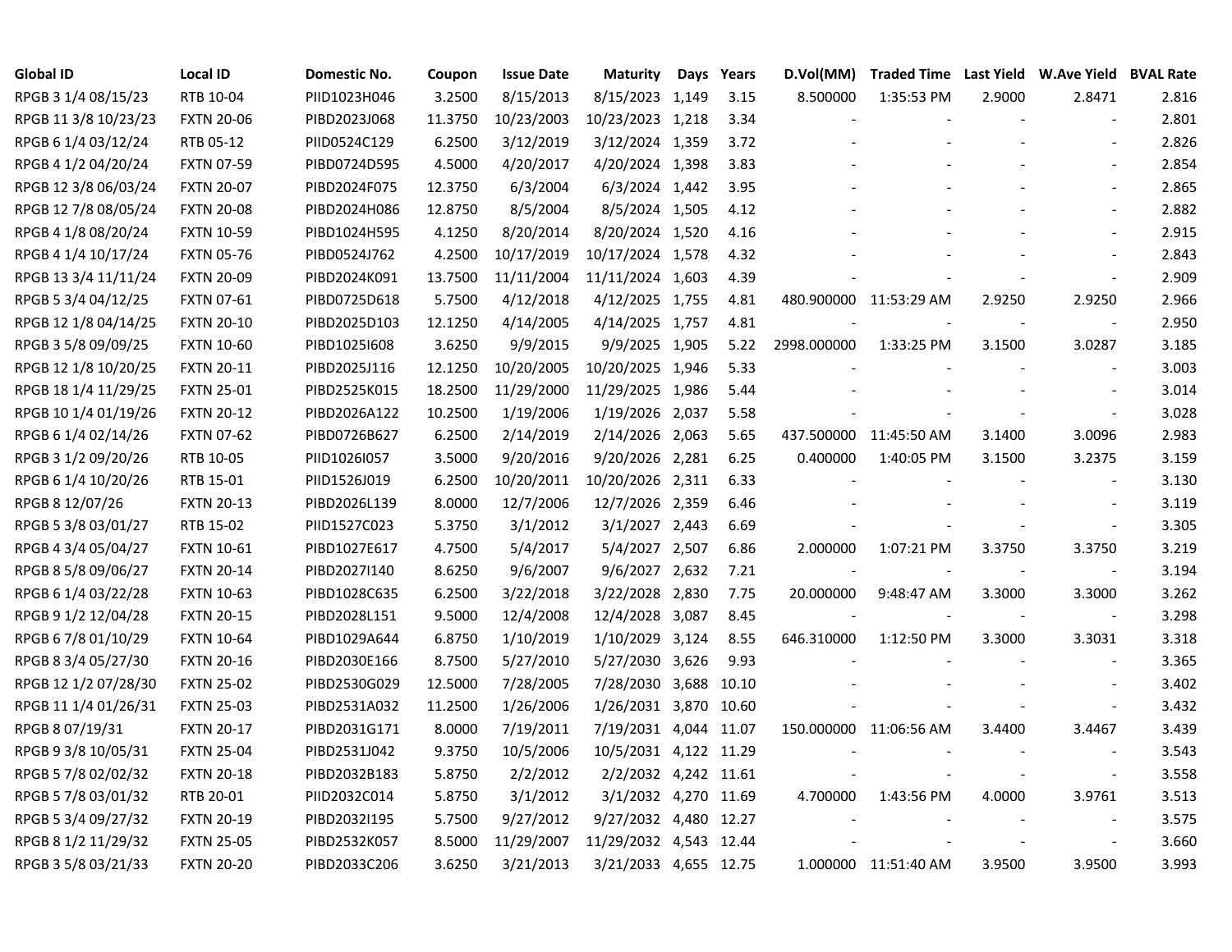| Global ID | Local ID | Domestic No. | Coupon | Issue Date | Maturity | Days | Years | D.Vol(MM) | Traded Time | Last Yield | W.Ave Yield | BVAL Rate |
|---|---|---|---|---|---|---|---|---|---|---|---|---|
| RPGB 3 1/4 08/15/23 | RTB 10-04 | PIID1023H046 | 3.2500 | 8/15/2013 | 8/15/2023 | 1,149 | 3.15 | 8.500000 | 1:35:53 PM | 2.9000 | 2.8471 | 2.816 |
| RPGB 11 3/8 10/23/23 | FXTN 20-06 | PIBD2023J068 | 11.3750 | 10/23/2003 | 10/23/2023 | 1,218 | 3.34 | - | - | - | - | 2.801 |
| RPGB 6 1/4 03/12/24 | RTB 05-12 | PIID0524C129 | 6.2500 | 3/12/2019 | 3/12/2024 | 1,359 | 3.72 | - | - | - | - | 2.826 |
| RPGB 4 1/2 04/20/24 | FXTN 07-59 | PIBD0724D595 | 4.5000 | 4/20/2017 | 4/20/2024 | 1,398 | 3.83 | - | - | - | - | 2.854 |
| RPGB 12 3/8 06/03/24 | FXTN 20-07 | PIBD2024F075 | 12.3750 | 6/3/2004 | 6/3/2024 | 1,442 | 3.95 | - | - | - | - | 2.865 |
| RPGB 12 7/8 08/05/24 | FXTN 20-08 | PIBD2024H086 | 12.8750 | 8/5/2004 | 8/5/2024 | 1,505 | 4.12 | - | - | - | - | 2.882 |
| RPGB 4 1/8 08/20/24 | FXTN 10-59 | PIBD1024H595 | 4.1250 | 8/20/2014 | 8/20/2024 | 1,520 | 4.16 | - | - | - | - | 2.915 |
| RPGB 4 1/4 10/17/24 | FXTN 05-76 | PIBD0524J762 | 4.2500 | 10/17/2019 | 10/17/2024 | 1,578 | 4.32 | - | - | - | - | 2.843 |
| RPGB 13 3/4 11/11/24 | FXTN 20-09 | PIBD2024K091 | 13.7500 | 11/11/2004 | 11/11/2024 | 1,603 | 4.39 | - | - | - | - | 2.909 |
| RPGB 5 3/4 04/12/25 | FXTN 07-61 | PIBD0725D618 | 5.7500 | 4/12/2018 | 4/12/2025 | 1,755 | 4.81 | 480.900000 | 11:53:29 AM | 2.9250 | 2.9250 | 2.966 |
| RPGB 12 1/8 04/14/25 | FXTN 20-10 | PIBD2025D103 | 12.1250 | 4/14/2005 | 4/14/2025 | 1,757 | 4.81 | - | - | - | - | 2.950 |
| RPGB 3 5/8 09/09/25 | FXTN 10-60 | PIBD1025I608 | 3.6250 | 9/9/2015 | 9/9/2025 | 1,905 | 5.22 | 2998.000000 | 1:33:25 PM | 3.1500 | 3.0287 | 3.185 |
| RPGB 12 1/8 10/20/25 | FXTN 20-11 | PIBD2025J116 | 12.1250 | 10/20/2005 | 10/20/2025 | 1,946 | 5.33 | - | - | - | - | 3.003 |
| RPGB 18 1/4 11/29/25 | FXTN 25-01 | PIBD2525K015 | 18.2500 | 11/29/2000 | 11/29/2025 | 1,986 | 5.44 | - | - | - | - | 3.014 |
| RPGB 10 1/4 01/19/26 | FXTN 20-12 | PIBD2026A122 | 10.2500 | 1/19/2006 | 1/19/2026 | 2,037 | 5.58 | - | - | - | - | 3.028 |
| RPGB 6 1/4 02/14/26 | FXTN 07-62 | PIBD0726B627 | 6.2500 | 2/14/2019 | 2/14/2026 | 2,063 | 5.65 | 437.500000 | 11:45:50 AM | 3.1400 | 3.0096 | 2.983 |
| RPGB 3 1/2 09/20/26 | RTB 10-05 | PIID1026I057 | 3.5000 | 9/20/2016 | 9/20/2026 | 2,281 | 6.25 | 0.400000 | 1:40:05 PM | 3.1500 | 3.2375 | 3.159 |
| RPGB 6 1/4 10/20/26 | RTB 15-01 | PIID1526J019 | 6.2500 | 10/20/2011 | 10/20/2026 | 2,311 | 6.33 | - | - | - | - | 3.130 |
| RPGB 8 12/07/26 | FXTN 20-13 | PIBD2026L139 | 8.0000 | 12/7/2006 | 12/7/2026 | 2,359 | 6.46 | - | - | - | - | 3.119 |
| RPGB 5 3/8 03/01/27 | RTB 15-02 | PIID1527C023 | 5.3750 | 3/1/2012 | 3/1/2027 | 2,443 | 6.69 | - | - | - | - | 3.305 |
| RPGB 4 3/4 05/04/27 | FXTN 10-61 | PIBD1027E617 | 4.7500 | 5/4/2017 | 5/4/2027 | 2,507 | 6.86 | 2.000000 | 1:07:21 PM | 3.3750 | 3.3750 | 3.219 |
| RPGB 8 5/8 09/06/27 | FXTN 20-14 | PIBD2027I140 | 8.6250 | 9/6/2007 | 9/6/2027 | 2,632 | 7.21 | - | - | - | - | 3.194 |
| RPGB 6 1/4 03/22/28 | FXTN 10-63 | PIBD1028C635 | 6.2500 | 3/22/2018 | 3/22/2028 | 2,830 | 7.75 | 20.000000 | 9:48:47 AM | 3.3000 | 3.3000 | 3.262 |
| RPGB 9 1/2 12/04/28 | FXTN 20-15 | PIBD2028L151 | 9.5000 | 12/4/2008 | 12/4/2028 | 3,087 | 8.45 | - | - | - | - | 3.298 |
| RPGB 6 7/8 01/10/29 | FXTN 10-64 | PIBD1029A644 | 6.8750 | 1/10/2019 | 1/10/2029 | 3,124 | 8.55 | 646.310000 | 1:12:50 PM | 3.3000 | 3.3031 | 3.318 |
| RPGB 8 3/4 05/27/30 | FXTN 20-16 | PIBD2030E166 | 8.7500 | 5/27/2010 | 5/27/2030 | 3,626 | 9.93 | - | - | - | - | 3.365 |
| RPGB 12 1/2 07/28/30 | FXTN 25-02 | PIBD2530G029 | 12.5000 | 7/28/2005 | 7/28/2030 | 3,688 | 10.10 | - | - | - | - | 3.402 |
| RPGB 11 1/4 01/26/31 | FXTN 25-03 | PIBD2531A032 | 11.2500 | 1/26/2006 | 1/26/2031 | 3,870 | 10.60 | - | - | - | - | 3.432 |
| RPGB 8 07/19/31 | FXTN 20-17 | PIBD2031G171 | 8.0000 | 7/19/2011 | 7/19/2031 | 4,044 | 11.07 | 150.000000 | 11:06:56 AM | 3.4400 | 3.4467 | 3.439 |
| RPGB 9 3/8 10/05/31 | FXTN 25-04 | PIBD2531J042 | 9.3750 | 10/5/2006 | 10/5/2031 | 4,122 | 11.29 | - | - | - | - | 3.543 |
| RPGB 5 7/8 02/02/32 | FXTN 20-18 | PIBD2032B183 | 5.8750 | 2/2/2012 | 2/2/2032 | 4,242 | 11.61 | - | - | - | - | 3.558 |
| RPGB 5 7/8 03/01/32 | RTB 20-01 | PIID2032C014 | 5.8750 | 3/1/2012 | 3/1/2032 | 4,270 | 11.69 | 4.700000 | 1:43:56 PM | 4.0000 | 3.9761 | 3.513 |
| RPGB 5 3/4 09/27/32 | FXTN 20-19 | PIBD2032I195 | 5.7500 | 9/27/2012 | 9/27/2032 | 4,480 | 12.27 | - | - | - | - | 3.575 |
| RPGB 8 1/2 11/29/32 | FXTN 25-05 | PIBD2532K057 | 8.5000 | 11/29/2007 | 11/29/2032 | 4,543 | 12.44 | - | - | - | - | 3.660 |
| RPGB 3 5/8 03/21/33 | FXTN 20-20 | PIBD2033C206 | 3.6250 | 3/21/2013 | 3/21/2033 | 4,655 | 12.75 | 1.000000 | 11:51:40 AM | 3.9500 | 3.9500 | 3.993 |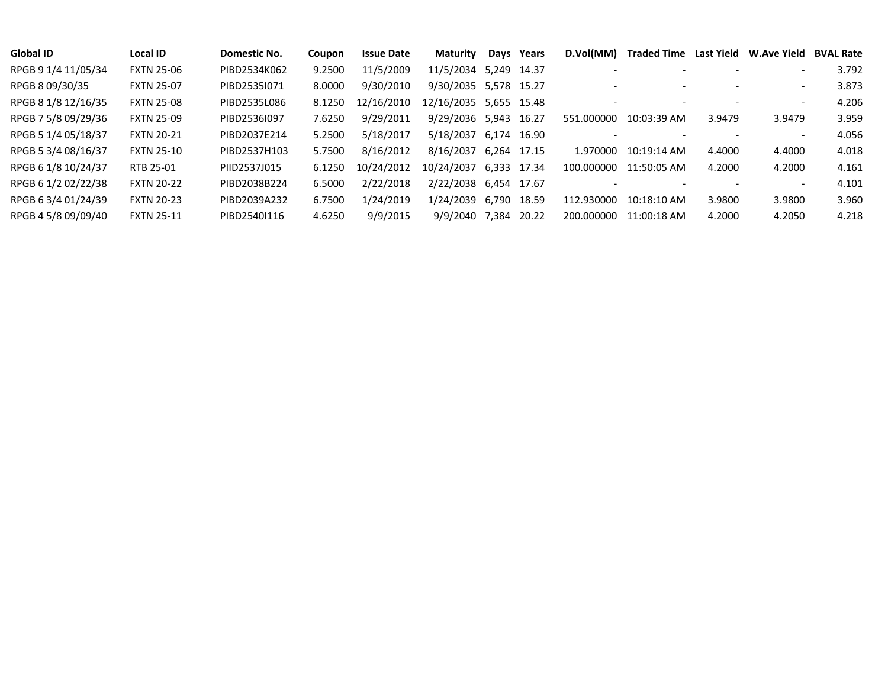| Global ID | Local ID | Domestic No. | Coupon | Issue Date | Maturity | Days | Years | D.Vol(MM) | Traded Time | Last Yield | W.Ave Yield | BVAL Rate |
|---|---|---|---|---|---|---|---|---|---|---|---|---|
| RPGB 9 1/4 11/05/34 | FXTN 25-06 | PIBD2534K062 | 9.2500 | 11/5/2009 | 11/5/2034 | 5,249 | 14.37 | - | - | - | - | 3.792 |
| RPGB 8 09/30/35 | FXTN 25-07 | PIBD2535I071 | 8.0000 | 9/30/2010 | 9/30/2035 | 5,578 | 15.27 | - | - | - | - | 3.873 |
| RPGB 8 1/8 12/16/35 | FXTN 25-08 | PIBD2535L086 | 8.1250 | 12/16/2010 | 12/16/2035 | 5,655 | 15.48 | - | - | - | - | 4.206 |
| RPGB 7 5/8 09/29/36 | FXTN 25-09 | PIBD2536I097 | 7.6250 | 9/29/2011 | 9/29/2036 | 5,943 | 16.27 | 551.000000 | 10:03:39 AM | 3.9479 | 3.9479 | 3.959 |
| RPGB 5 1/4 05/18/37 | FXTN 20-21 | PIBD2037E214 | 5.2500 | 5/18/2017 | 5/18/2037 | 6,174 | 16.90 | - | - | - | - | 4.056 |
| RPGB 5 3/4 08/16/37 | FXTN 25-10 | PIBD2537H103 | 5.7500 | 8/16/2012 | 8/16/2037 | 6,264 | 17.15 | 1.970000 | 10:19:14 AM | 4.4000 | 4.4000 | 4.018 |
| RPGB 6 1/8 10/24/37 | RTB 25-01 | PIID2537J015 | 6.1250 | 10/24/2012 | 10/24/2037 | 6,333 | 17.34 | 100.000000 | 11:50:05 AM | 4.2000 | 4.2000 | 4.161 |
| RPGB 6 1/2 02/22/38 | FXTN 20-22 | PIBD2038B224 | 6.5000 | 2/22/2018 | 2/22/2038 | 6,454 | 17.67 | - | - | - | - | 4.101 |
| RPGB 6 3/4 01/24/39 | FXTN 20-23 | PIBD2039A232 | 6.7500 | 1/24/2019 | 1/24/2039 | 6,790 | 18.59 | 112.930000 | 10:18:10 AM | 3.9800 | 3.9800 | 3.960 |
| RPGB 4 5/8 09/09/40 | FXTN 25-11 | PIBD2540I116 | 4.6250 | 9/9/2015 | 9/9/2040 | 7,384 | 20.22 | 200.000000 | 11:00:18 AM | 4.2000 | 4.2050 | 4.218 |